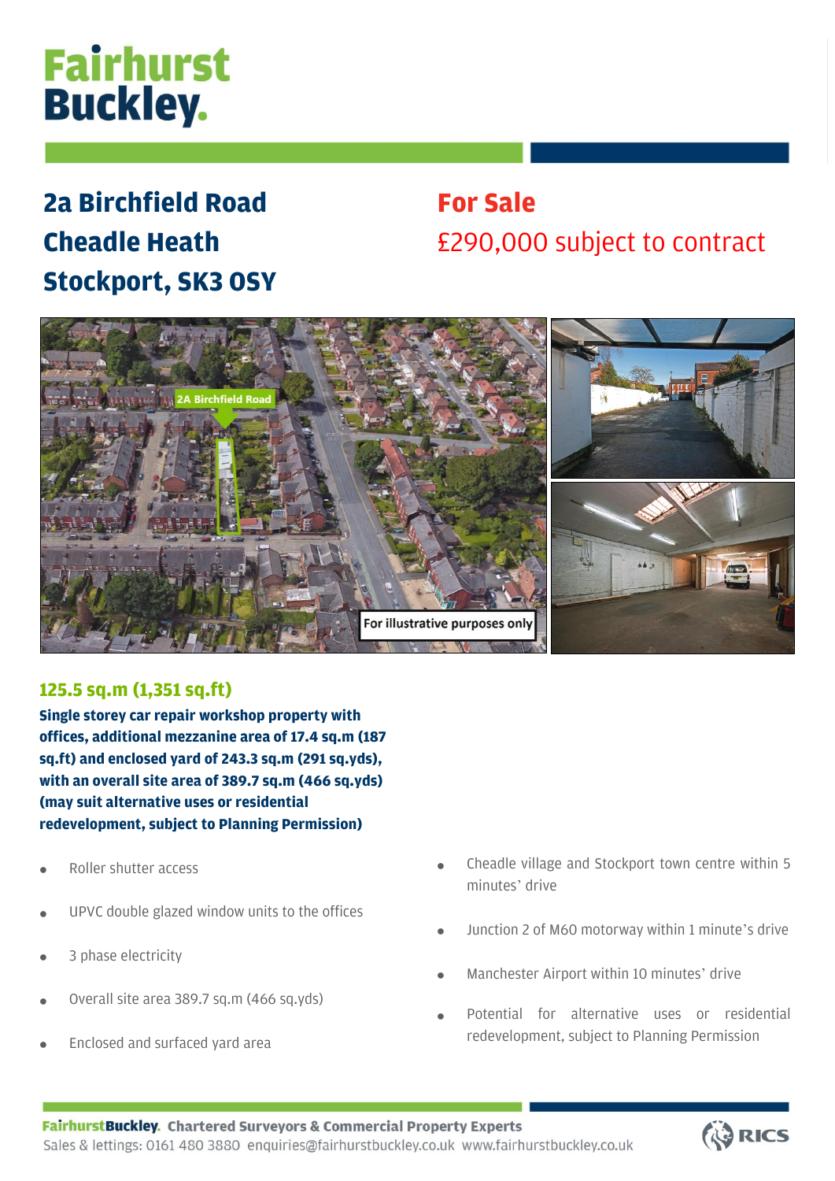# Fairhurst Buckley.

## 2a Birchfield Road
## Cheadle Heath
## Stockport, SK3 0SY

## For Sale

£290,000 subject to contract

2A Birchfield Road

For illustrative purposes only

### 125.5 sq.m (1,351 sq.ft)

**Single storey car repair workshop property with offices, additional mezzanine area of 17.4 sq.m (187 sq.ft) and enclosed yard of 243.3 sq.m (291 sq.yds), with an overall site area of 389.7 sq.m (466 sq.yds) (may suit alternative uses or residential redevelopment, subject to Planning Permission)**

- Roller shutter access
- UPVC double glazed window units to the offices
- 3 phase electricity
- Overall site area 389.7 sq.m (466 sq.yds)
- Enclosed and surfaced yard area
- Cheadle village and Stockport town centre within 5 minutes' drive
- Junction 2 of M60 motorway within 1 minute's drive
- Manchester Airport within 10 minutes' drive
- Potential for alternative uses or residential redevelopment, subject to Planning Permission

**FairhurstBuckley. Chartered Surveyors & Commercial Property Experts**
Sales & lettings: 0161 480 3880 enquiries@fairhurstbuckley.co.uk www.fairhurstbuckley.co.uk

RICS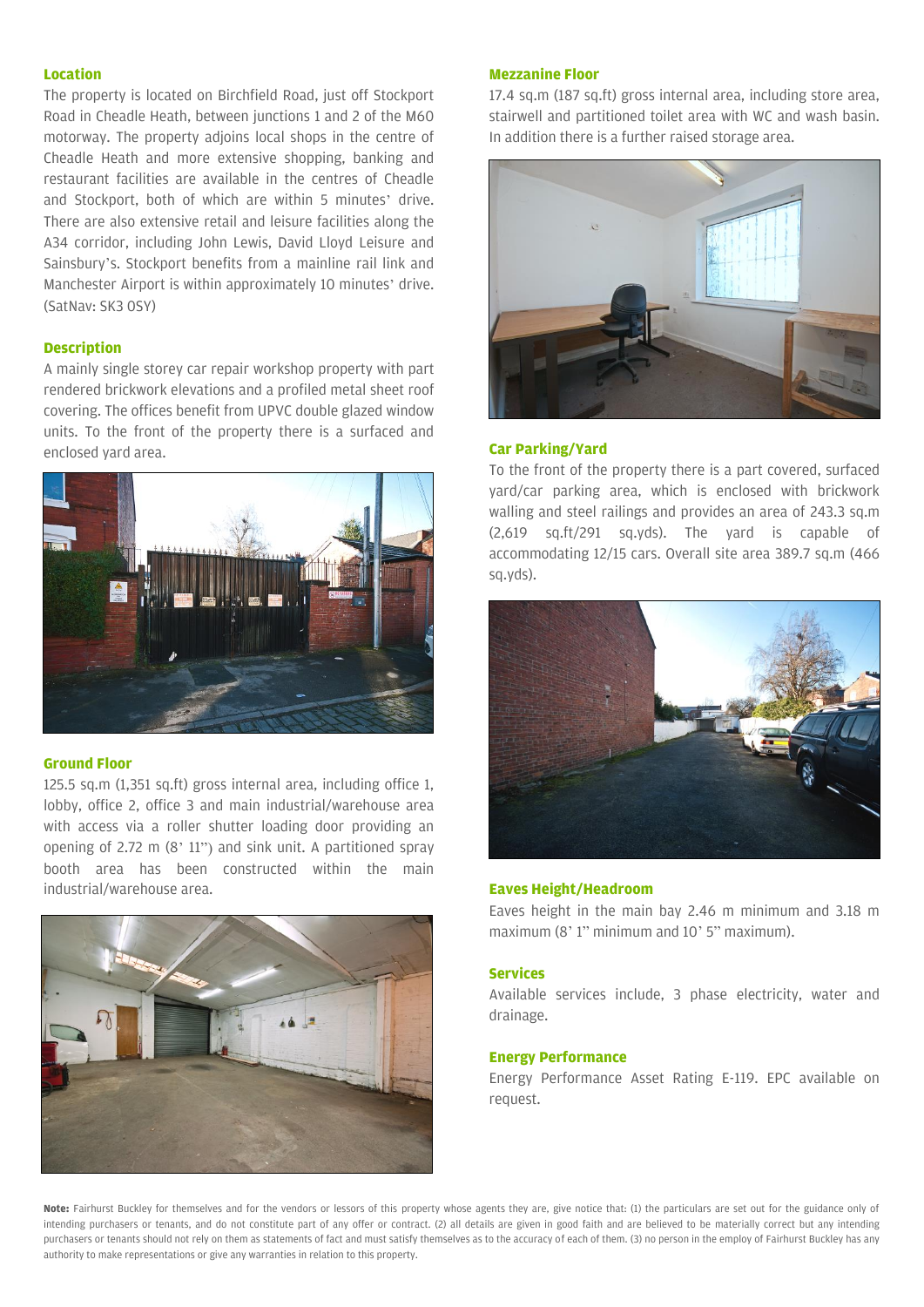## Location

The property is located on Birchfield Road, just off Stockport Road in Cheadle Heath, between junctions 1 and 2 of the M60 motorway. The property adjoins local shops in the centre of Cheadle Heath and more extensive shopping, banking and restaurant facilities are available in the centres of Cheadle and Stockport, both of which are within 5 minutes' drive. There are also extensive retail and leisure facilities along the A34 corridor, including John Lewis, David Lloyd Leisure and Sainsbury's. Stockport benefits from a mainline rail link and Manchester Airport is within approximately 10 minutes' drive. (SatNav: SK3 0SY)

## Description

A mainly single storey car repair workshop property with part rendered brickwork elevations and a profiled metal sheet roof covering. The offices benefit from UPVC double glazed window units. To the front of the property there is a surfaced and enclosed yard area.

## Ground Floor

125.5 sq.m (1,351 sq.ft) gross internal area, including office 1, lobby, office 2, office 3 and main industrial/warehouse area with access via a roller shutter loading door providing an opening of 2.72 m (8' 11") and sink unit. A partitioned spray booth area has been constructed within the main industrial/warehouse area.

## Mezzanine Floor

17.4 sq.m (187 sq.ft) gross internal area, including store area, stairwell and partitioned toilet area with WC and wash basin. In addition there is a further raised storage area.

## Car Parking/Yard

To the front of the property there is a part covered, surfaced yard/car parking area, which is enclosed with brickwork walling and steel railings and provides an area of 243.3 sq.m (2,619 sq.ft/291 sq.yds). The yard is capable of accommodating 12/15 cars. Overall site area 389.7 sq.m (466 sq.yds).

## Eaves Height/Headroom

Eaves height in the main bay 2.46 m minimum and 3.18 m maximum (8' 1" minimum and 10' 5" maximum).

## Services

Available services include, 3 phase electricity, water and drainage.

## Energy Performance

Energy Performance Asset Rating E-119. EPC available on request.

**Note:** Fairhurst Buckley for themselves and for the vendors or lessors of this property whose agents they are, give notice that: (1) the particulars are set out for the guidance only of intending purchasers or tenants, and do not constitute part of any offer or contract. (2) all details are given in good faith and are believed to be materially correct but any intending purchasers or tenants should not rely on them as statements of fact and must satisfy themselves as to the accuracy of each of them. (3) no person in the employ of Fairhurst Buckley has any authority to make representations or give any warranties in relation to this property.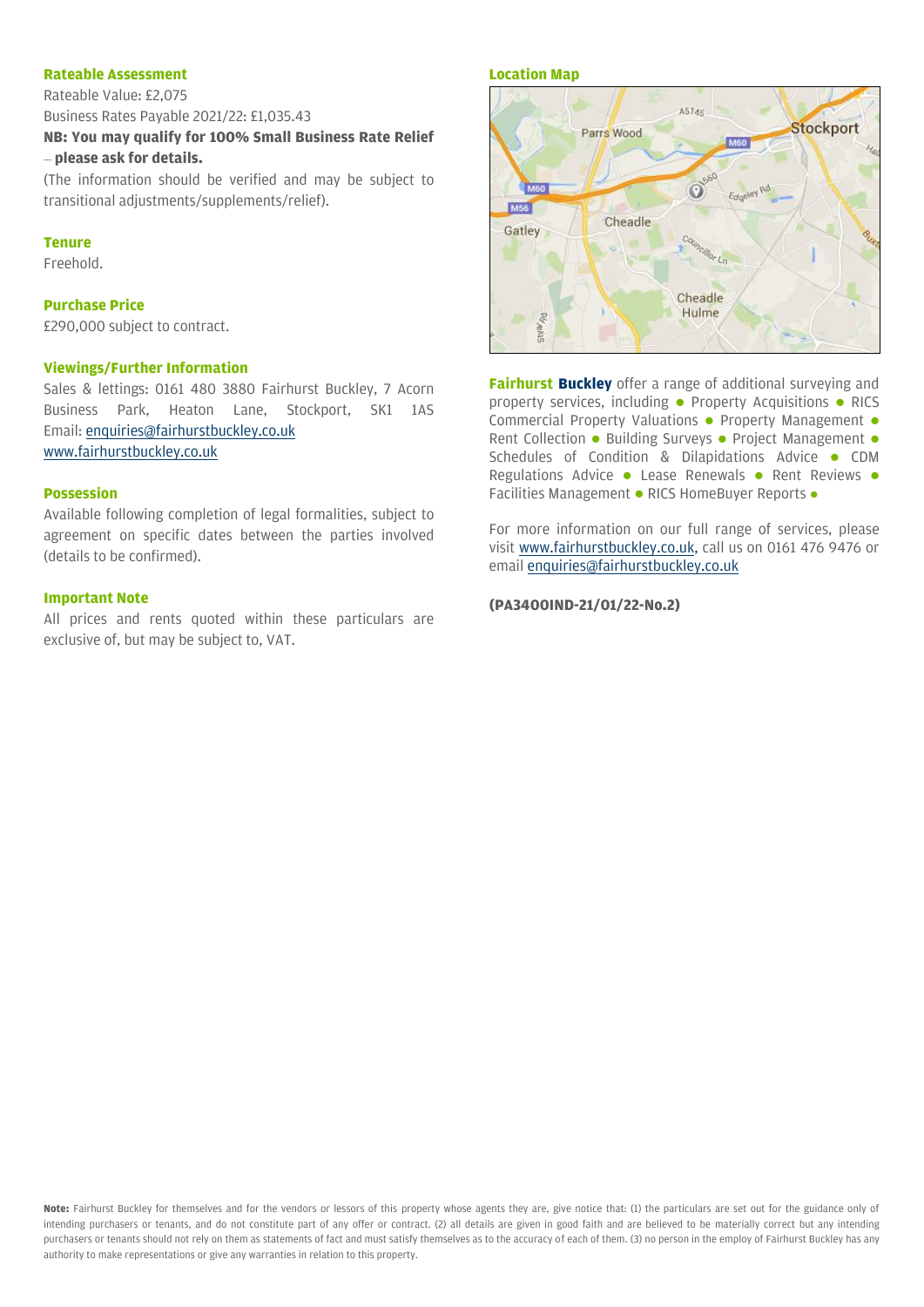## Rateable Assessment

Rateable Value: £2,075

Business Rates Payable 2021/22: £1,035.43

**NB: You may qualify for 100% Small Business Rate Relief – please ask for details.**

(The information should be verified and may be subject to transitional adjustments/supplements/relief).

## Tenure

Freehold.

## Purchase Price

£290,000 subject to contract.

## Viewings/Further Information

Sales & lettings: 0161 480 3880 Fairhurst Buckley, 7 Acorn Business Park, Heaton Lane, Stockport, SK1 1AS

Email: enquiries@fairhurstbuckley.co.uk

www.fairhurstbuckley.co.uk

## Possession

Available following completion of legal formalities, subject to agreement on specific dates between the parties involved (details to be confirmed).

## Important Note

All prices and rents quoted within these particulars are exclusive of, but may be subject to, VAT.

## Location Map

Parrs Wood
A5145
Stockport
M60
M60
M56
Gatley
Cheadle
Edgeley Rd
Councillor Ln
Cheadle Hulme

**Fairhurst Buckley** offer a range of additional surveying and property services, including ● Property Acquisitions ● RICS Commercial Property Valuations ● Property Management ● Rent Collection ● Building Surveys ● Project Management ● Schedules of Condition & Dilapidations Advice ● CDM Regulations Advice ● Lease Renewals ● Rent Reviews ● Facilities Management ● RICS HomeBuyer Reports ●

For more information on our full range of services, please visit www.fairhurstbuckley.co.uk, call us on 0161 476 9476 or email enquiries@fairhurstbuckley.co.uk

**(PA3400IND-21/01/22-No.2)**

**Note:** Fairhurst Buckley for themselves and for the vendors or lessors of this property whose agents they are, give notice that: (1) the particulars are set out for the guidance only of intending purchasers or tenants, and do not constitute part of any offer or contract. (2) all details are given in good faith and are believed to be materially correct but any intending purchasers or tenants should not rely on them as statements of fact and must satisfy themselves as to the accuracy of each of them. (3) no person in the employ of Fairhurst Buckley has any authority to make representations or give any warranties in relation to this property.